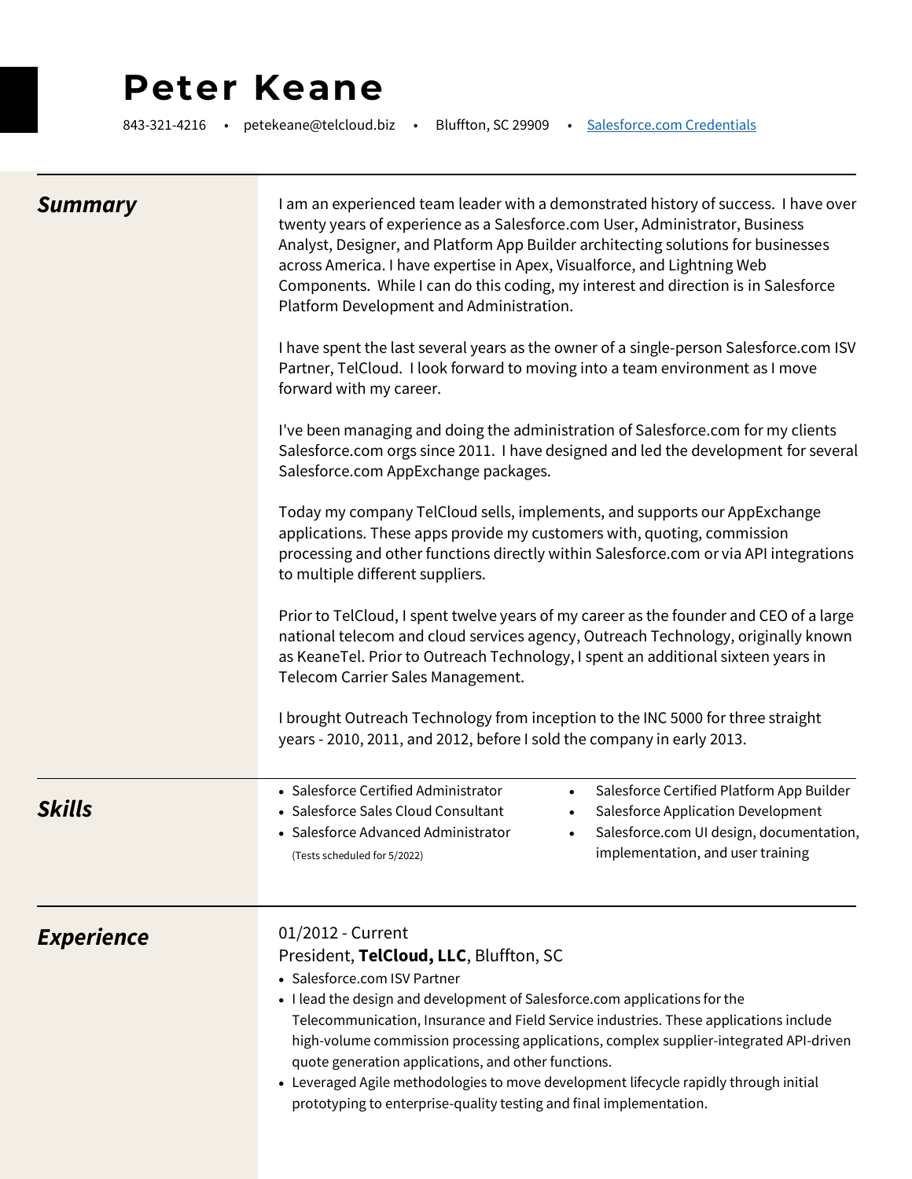# Peter Keane

843-321-4216 • petekeane@telcloud.biz • Bluffton, SC 29909 • [Salesforce.com Credentials]()

## *Summary*

I am an experienced team leader with a demonstrated history of success. I have over twenty years of experience as a Salesforce.com User, Administrator, Business Analyst, Designer, and Platform App Builder architecting solutions for businesses across America. I have expertise in Apex, Visualforce, and Lightning Web Components. While I can do this coding, my interest and direction is in Salesforce Platform Development and Administration.

I have spent the last several years as the owner of a single-person Salesforce.com ISV Partner, TelCloud. I look forward to moving into a team environment as I move forward with my career.

I've been managing and doing the administration of Salesforce.com for my clients Salesforce.com orgs since 2011. I have designed and led the development for several Salesforce.com AppExchange packages.

Today my company TelCloud sells, implements, and supports our AppExchange applications. These apps provide my customers with, quoting, commission processing and other functions directly within Salesforce.com or via API integrations to multiple different suppliers.

Prior to TelCloud, I spent twelve years of my career as the founder and CEO of a large national telecom and cloud services agency, Outreach Technology, originally known as KeaneTel. Prior to Outreach Technology, I spent an additional sixteen years in Telecom Carrier Sales Management.

I brought Outreach Technology from inception to the INC 5000 for three straight years - 2010, 2011, and 2012, before I sold the company in early 2013.

## *Skills*

- Salesforce Certified Administrator
- Salesforce Sales Cloud Consultant
- Salesforce Advanced Administrator
  (Tests scheduled for 5/2022)
- Salesforce Certified Platform App Builder
- Salesforce Application Development
- Salesforce.com UI design, documentation, implementation, and user training

## *Experience*

01/2012 - Current
President, **TelCloud, LLC**, Bluffton, SC

- Salesforce.com ISV Partner
- I lead the design and development of Salesforce.com applications for the Telecommunication, Insurance and Field Service industries. These applications include high-volume commission processing applications, complex supplier-integrated API-driven quote generation applications, and other functions.
- Leveraged Agile methodologies to move development lifecycle rapidly through initial prototyping to enterprise-quality testing and final implementation.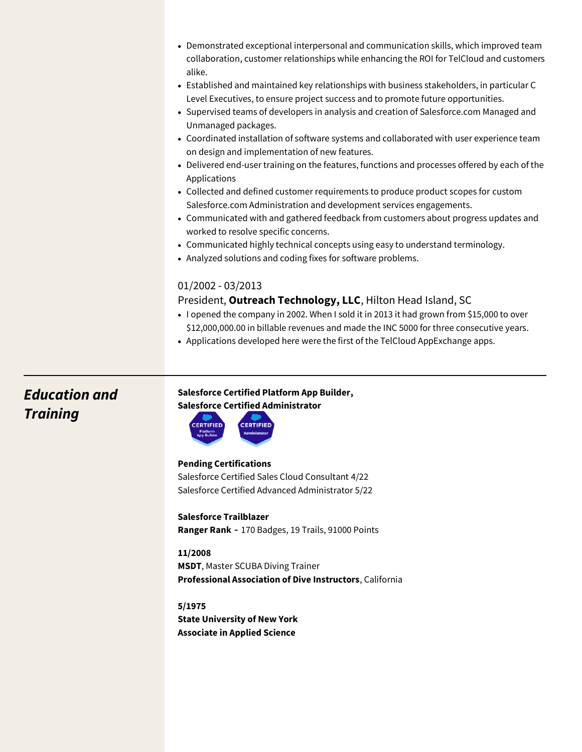- Demonstrated exceptional interpersonal and communication skills, which improved team collaboration, customer relationships while enhancing the ROI for TelCloud and customers alike.
- Established and maintained key relationships with business stakeholders, in particular C Level Executives, to ensure project success and to promote future opportunities.
- Supervised teams of developers in analysis and creation of Salesforce.com Managed and Unmanaged packages.
- Coordinated installation of software systems and collaborated with user experience team on design and implementation of new features.
- Delivered end-user training on the features, functions and processes offered by each of the Applications
- Collected and defined customer requirements to produce product scopes for custom Salesforce.com Administration and development services engagements.
- Communicated with and gathered feedback from customers about progress updates and worked to resolve specific concerns.
- Communicated highly technical concepts using easy to understand terminology.
- Analyzed solutions and coding fixes for software problems.

01/2002 - 03/2013

President, **Outreach Technology, LLC**, Hilton Head Island, SC

- I opened the company in 2002. When I sold it in 2013 it had grown from $15,000 to over $12,000,000.00 in billable revenues and made the INC 5000 for three consecutive years.
- Applications developed here were the first of the TelCloud AppExchange apps.

## *Education and Training*

**Salesforce Certified Platform App Builder,**
**Salesforce Certified Administrator**

CERTIFIED Platform App Builder
CERTIFIED Administrator

**Pending Certifications**
Salesforce Certified Sales Cloud Consultant 4/22
Salesforce Certified Advanced Administrator 5/22

**Salesforce Trailblazer**
**Ranger Rank -** 170 Badges, 19 Trails, 91000 Points

**11/2008**
**MSDT**, Master SCUBA Diving Trainer
**Professional Association of Dive Instructors**, California

**5/1975**
**State University of New York**
**Associate in Applied Science**